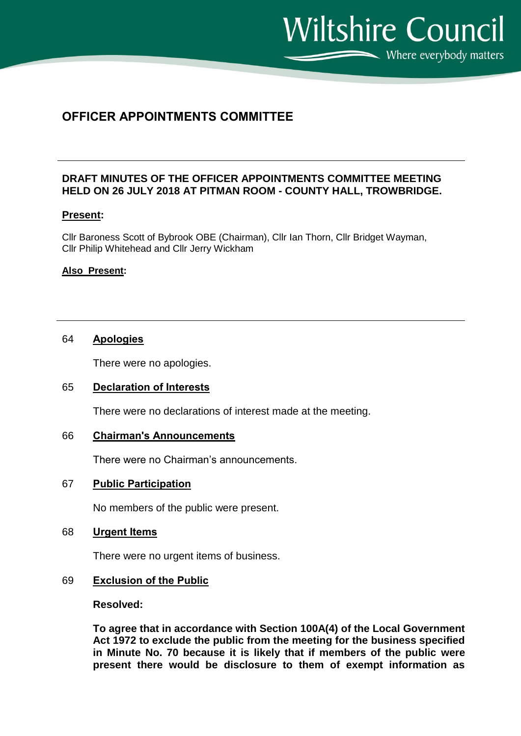# OFFICER APPOINTMENTS COMMITTEE

---

**DRAFT MINUTES OF THE OFFICER APPOINTMENTS COMMITTEE MEETING HELD ON 26 JULY 2018 AT PITMAN ROOM - COUNTY HALL, TROWBRIDGE.**

**Present:**

Cllr Baroness Scott of Bybrook OBE (Chairman), Cllr Ian Thorn, Cllr Bridget Wayman, Cllr Philip Whitehead and Cllr Jerry Wickham

**Also Present:**

---

## 64 Apologies

There were no apologies.

## 65 Declaration of Interests

There were no declarations of interest made at the meeting.

## 66 Chairman's Announcements

There were no Chairman's announcements.

## 67 Public Participation

No members of the public were present.

## 68 Urgent Items

There were no urgent items of business.

## 69 Exclusion of the Public

**Resolved:**

**To agree that in accordance with Section 100A(4) of the Local Government Act 1972 to exclude the public from the meeting for the business specified in Minute No. 70 because it is likely that if members of the public were present there would be disclosure to them of exempt information as**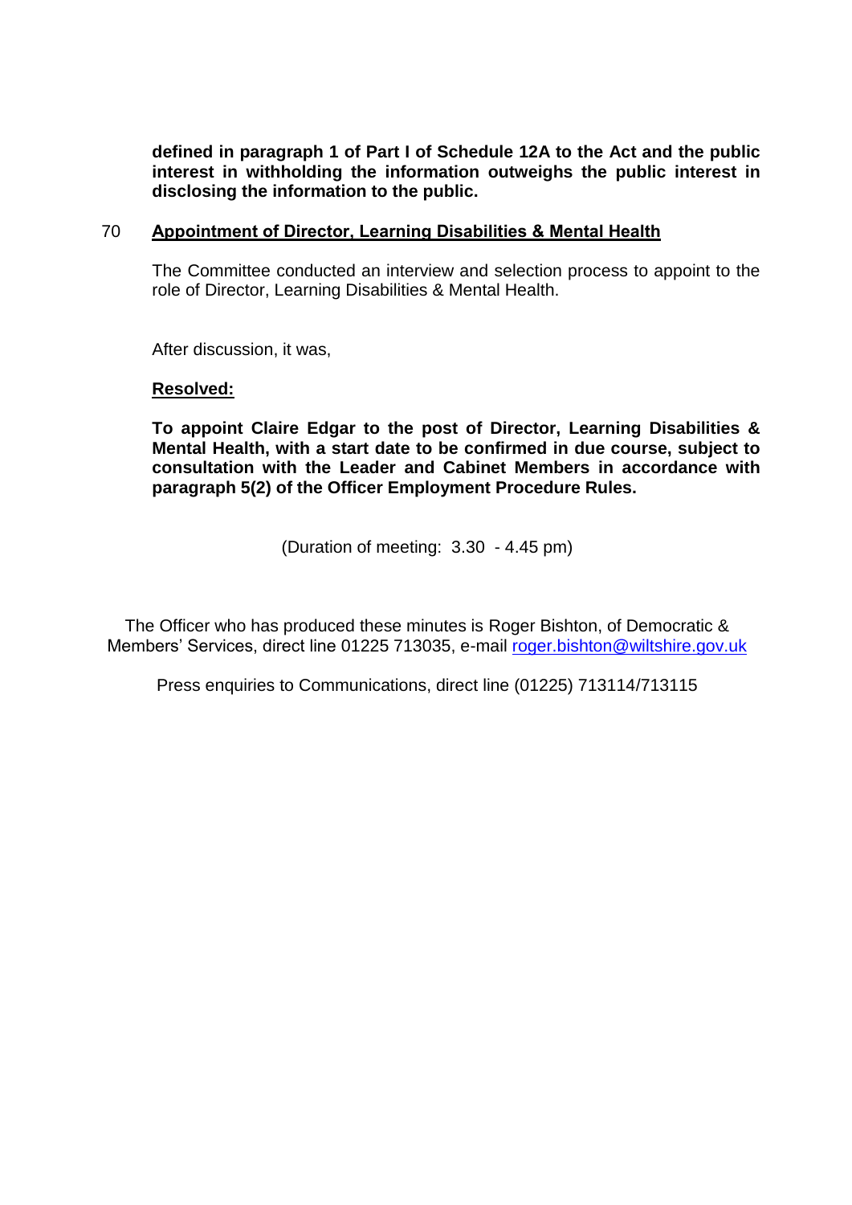**defined in paragraph 1 of Part I of Schedule 12A to the Act and the public interest in withholding the information outweighs the public interest in disclosing the information to the public.**

70 **Appointment of Director, Learning Disabilities & Mental Health**

The Committee conducted an interview and selection process to appoint to the role of Director, Learning Disabilities & Mental Health.

After discussion, it was,

**Resolved:**

**To appoint Claire Edgar to the post of Director, Learning Disabilities & Mental Health, with a start date to be confirmed in due course, subject to consultation with the Leader and Cabinet Members in accordance with paragraph 5(2) of the Officer Employment Procedure Rules.**

(Duration of meeting: 3.30 - 4.45 pm)

The Officer who has produced these minutes is Roger Bishton, of Democratic & Members' Services, direct line 01225 713035, e-mail roger.bishton@wiltshire.gov.uk

Press enquiries to Communications, direct line (01225) 713114/713115